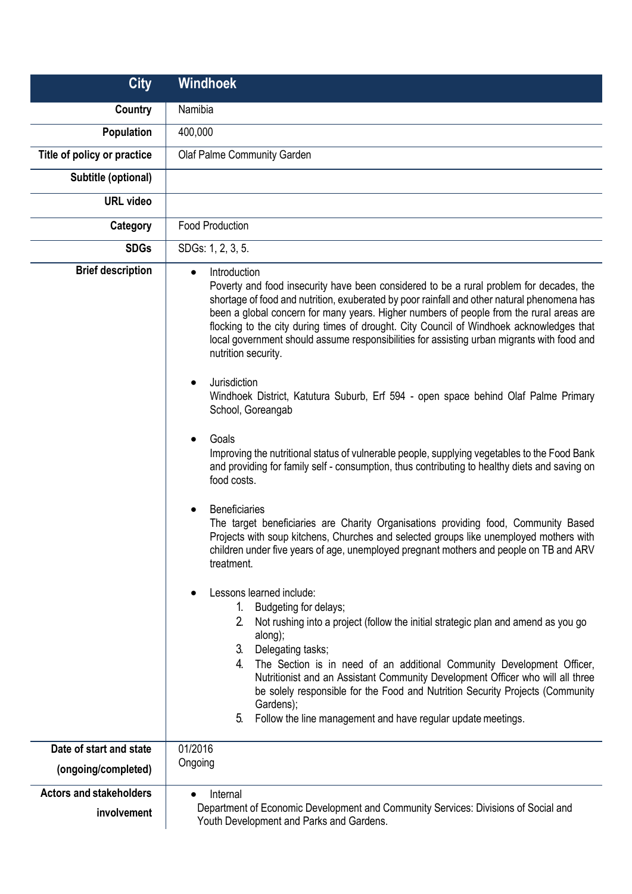| City | Windhoek |
|---|---|
| **Country** | Namibia |
| **Population** | 400,000 |
| **Title of policy or practice** | Olaf Palme Community Garden |
| **Subtitle (optional)** | |
| **URL video** | |
| **Category** | Food Production |
| **SDGs** | SDGs: 1, 2, 3, 5. |
| **Brief description** | • Introduction<br>Poverty and food insecurity have been considered to be a rural problem for decades, the shortage of food and nutrition, exuberated by poor rainfall and other natural phenomena has been a global concern for many years. Higher numbers of people from the rural areas are flocking to the city during times of drought. City Council of Windhoek acknowledges that local government should assume responsibilities for assisting urban migrants with food and nutrition security.<br><br>• Jurisdiction<br>Windhoek District, Katutura Suburb, Erf 594 - open space behind Olaf Palme Primary School, Goreangab<br><br>• Goals<br>Improving the nutritional status of vulnerable people, supplying vegetables to the Food Bank and providing for family self - consumption, thus contributing to healthy diets and saving on food costs.<br><br>• Beneficiaries<br>The target beneficiaries are Charity Organisations providing food, Community Based Projects with soup kitchens, Churches and selected groups like unemployed mothers with children under five years of age, unemployed pregnant mothers and people on TB and ARV treatment.<br><br>• Lessons learned include:<br>1. Budgeting for delays;<br>2. Not rushing into a project (follow the initial strategic plan and amend as you go along);<br>3. Delegating tasks;<br>4. The Section is in need of an additional Community Development Officer, Nutritionist and an Assistant Community Development Officer who will all three be solely responsible for the Food and Nutrition Security Projects (Community Gardens);<br>5. Follow the line management and have regular update meetings. |
| **Date of start and state (ongoing/completed)** | 01/2016<br>Ongoing |
| **Actors and stakeholders involvement** | • Internal<br>Department of Economic Development and Community Services: Divisions of Social and Youth Development and Parks and Gardens. |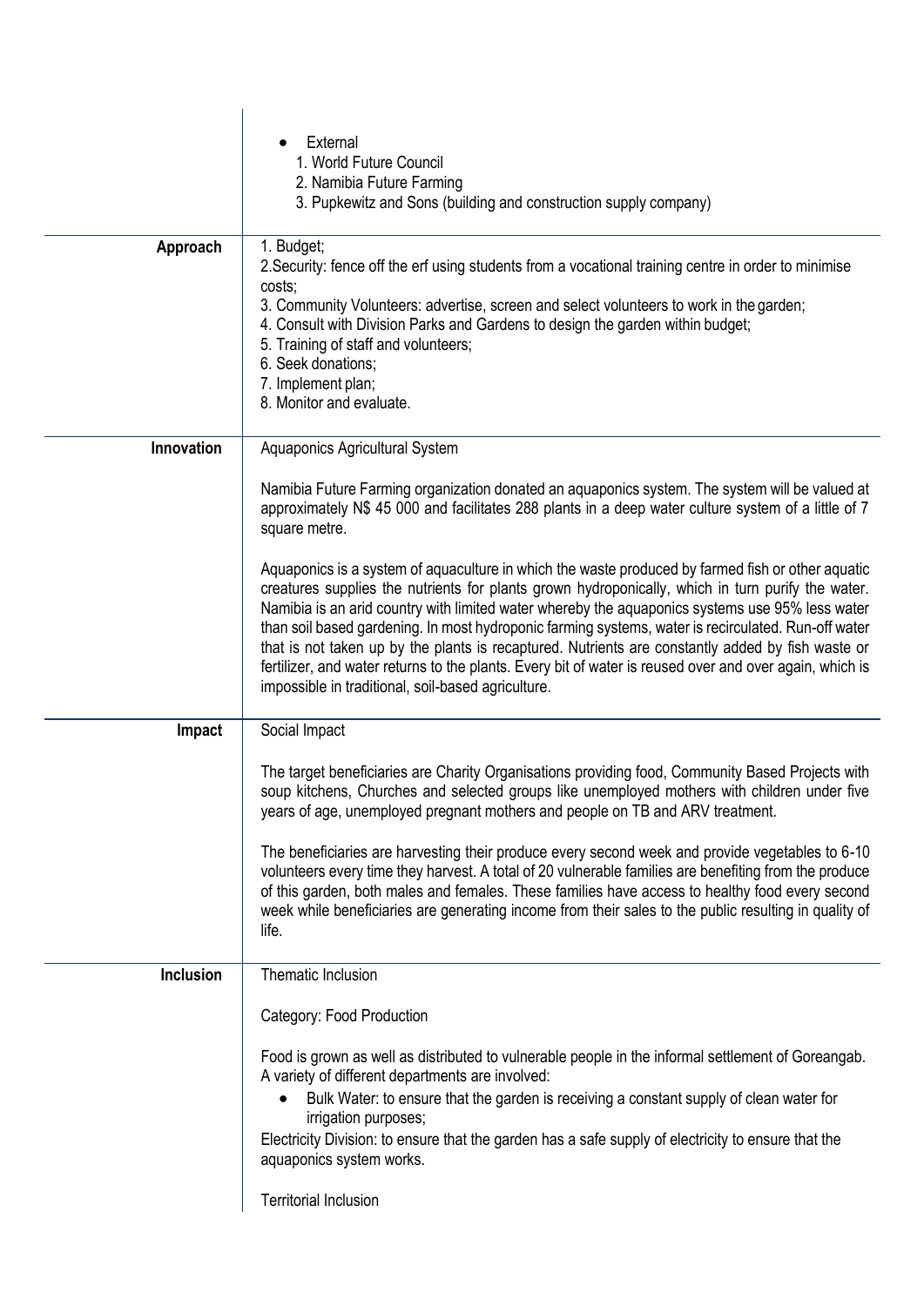| | |
|---|---|
| | • External<br>1. World Future Council<br>2. Namibia Future Farming<br>3. Pupkewitz and Sons (building and construction supply company) |
| **Approach** | 1. Budget;<br>2.Security: fence off the erf using students from a vocational training centre in order to minimise costs;<br>3. Community Volunteers: advertise, screen and select volunteers to work in the garden;<br>4. Consult with Division Parks and Gardens to design the garden within budget;<br>5. Training of staff and volunteers;<br>6. Seek donations;<br>7. Implement plan;<br>8. Monitor and evaluate. |
| **Innovation** | Aquaponics Agricultural System<br><br>Namibia Future Farming organization donated an aquaponics system. The system will be valued at approximately N$ 45 000 and facilitates 288 plants in a deep water culture system of a little of 7 square metre.<br><br>Aquaponics is a system of aquaculture in which the waste produced by farmed fish or other aquatic creatures supplies the nutrients for plants grown hydroponically, which in turn purify the water. Namibia is an arid country with limited water whereby the aquaponics systems use 95% less water than soil based gardening. In most hydroponic farming systems, water is recirculated. Run-off water that is not taken up by the plants is recaptured. Nutrients are constantly added by fish waste or fertilizer, and water returns to the plants. Every bit of water is reused over and over again, which is impossible in traditional, soil-based agriculture. |
| **Impact** | Social Impact<br><br>The target beneficiaries are Charity Organisations providing food, Community Based Projects with soup kitchens, Churches and selected groups like unemployed mothers with children under five years of age, unemployed pregnant mothers and people on TB and ARV treatment.<br><br>The beneficiaries are harvesting their produce every second week and provide vegetables to 6-10 volunteers every time they harvest. A total of 20 vulnerable families are benefiting from the produce of this garden, both males and females. These families have access to healthy food every second week while beneficiaries are generating income from their sales to the public resulting in quality of life. |
| **Inclusion** | Thematic Inclusion<br><br>Category: Food Production<br><br>Food is grown as well as distributed to vulnerable people in the informal settlement of Goreangab. A variety of different departments are involved:<br>• Bulk Water: to ensure that the garden is receiving a constant supply of clean water for irrigation purposes;<br>Electricity Division: to ensure that the garden has a safe supply of electricity to ensure that the aquaponics system works.<br><br>Territorial Inclusion |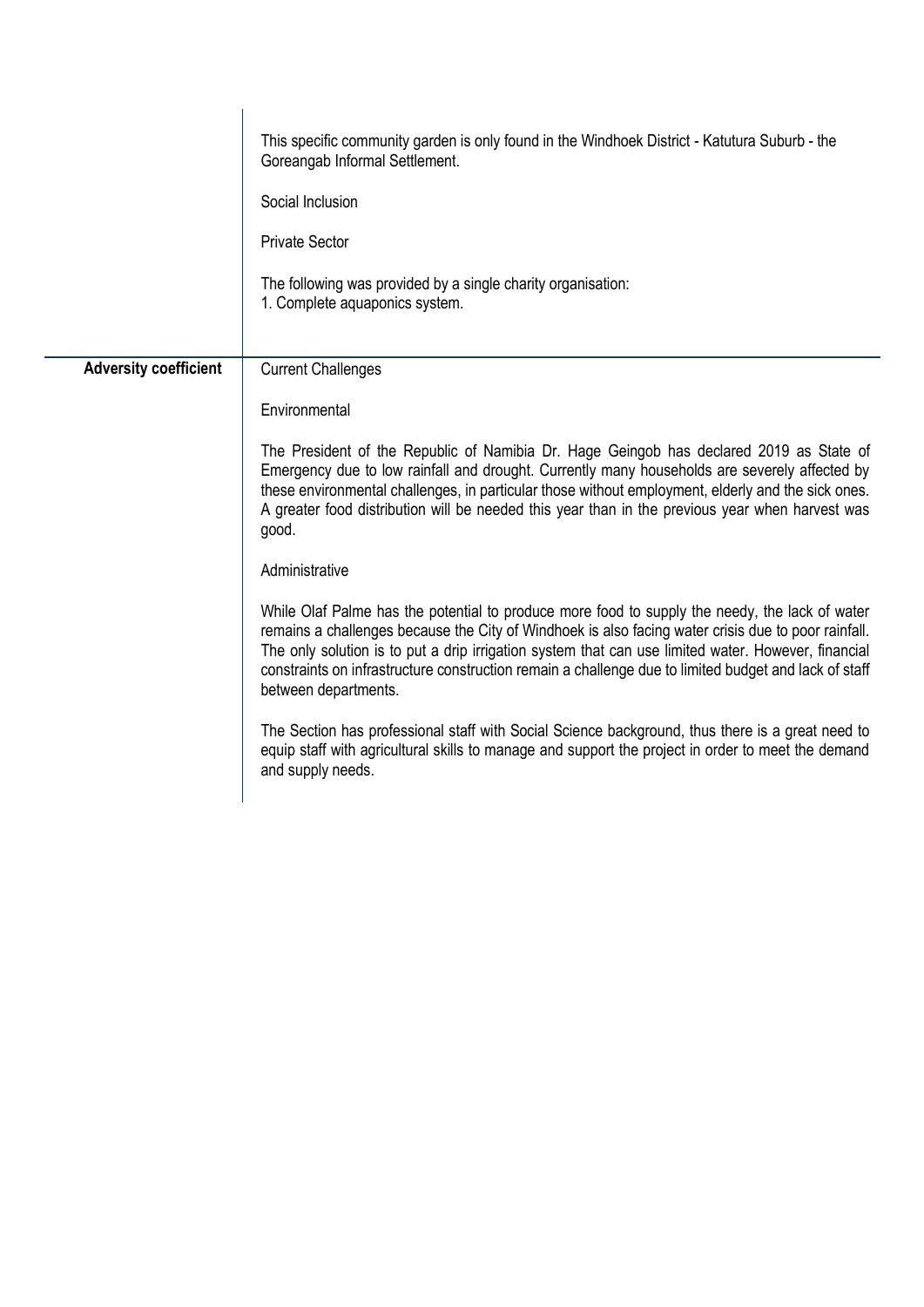| | |
|---|---|
| | This specific community garden is only found in the Windhoek District - Katutura Suburb - the Goreangab Informal Settlement.<br><br>Social Inclusion<br><br>Private Sector<br><br>The following was provided by a single charity organisation:<br>1. Complete aquaponics system. |
| **Adversity coefficient** | Current Challenges<br><br>Environmental<br><br>The President of the Republic of Namibia Dr. Hage Geingob has declared 2019 as State of Emergency due to low rainfall and drought. Currently many households are severely affected by these environmental challenges, in particular those without employment, elderly and the sick ones. A greater food distribution will be needed this year than in the previous year when harvest was good.<br><br>Administrative<br><br>While Olaf Palme has the potential to produce more food to supply the needy, the lack of water remains a challenges because the City of Windhoek is also facing water crisis due to poor rainfall. The only solution is to put a drip irrigation system that can use limited water. However, financial constraints on infrastructure construction remain a challenge due to limited budget and lack of staff between departments.<br><br>The Section has professional staff with Social Science background, thus there is a great need to equip staff with agricultural skills to manage and support the project in order to meet the demand and supply needs. |